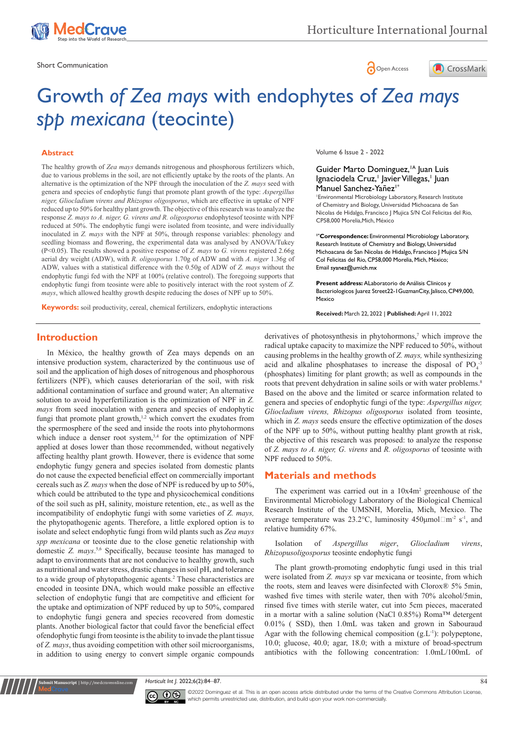Short Communication

# Growth *of Zea mays* with endophytes of *Zea mays spp mexicana* (teocinte)

## Abstract

The healthy growth of *Zea mays* demands nitrogenous and phosphorous fertilizers which, due to various problems in the soil, are not efficiently uptake by the roots of the plants. An alternative is the optimization of the NPF through the inoculation of the *Z. mays* seed with genera and species of endophytic fungi that promote plant growth of the type: *Aspergillus niger, Gliocladium virens and Rhizopus oligosporus*, which are effective in uptake of NPF reduced up to 50% for healthy plant growth. The objective of this research was to analyze the response *Z. mays to A. niger, G. virens and R. oligosporus* endophytesof teosinte with NPF reduced at 50%. The endophytic fungi were isolated from teosinte, and were individually inoculated in *Z. mays* with the NPF at 50%, through response variables: phenology and seedling biomass and flowering, the experimental data was analysed by ANOVA/Tukey ($P<0.05$). The results showed a positive response of *Z. mays* to *G. virens* registered 2.66g aerial dry weight (ADW), with *R. oligosporus* 1.70g of ADW and with *A. niger* 1.36g of ADW, values with a statistical difference with the 0.50g of ADW of *Z. mays* without the endophytic fungi fed with the NPF at 100% (relative control). The foregoing supports that endophytic fungi from teosinte were able to positively interact with the root system of *Z. mays*, which allowed healthy growth despite reducing the doses of NPF up to 50%.

**Keywords:** soil productivity, cereal, chemical fertilizers, endophytic interactions

Volume 6 Issue 2 - 2022

Guider Marto Dominguez,[1A] Juan Luis Ignaciodela Cruz,[1] Javier Villegas,[1] Juan Manuel Sanchez-Yañez[1*]

[1]Environmental Microbiology Laboratory, Research Institute of Chemistry and Biology, Universidad Michoacana de San Nicolas de Hidalgo, Francisco J Mujica S/N Col Felicitas del Rio, CP58,000 Morelia, Mich, México

**[1*]Correspondence:** Environmental Microbiology Laboratory, Research Institute of Chemistry and Biology, Universidad Michoacana de San Nicolas de Hidalgo, Francisco J Mujica S/N Col Felicitas del Rio, CP58,000 Morelia, Mich, México; Email syanez@umich.mx

**Present address:** ALaboratorio de Análisis Clinicos y Bacteriologicos Juarez Street22-1GuzmanCity, Jalisco, CP49,000, Mexico

**Received:** March 22, 2022 | **Published:** April 11, 2022

## Introduction

In México, the healthy growth of Zea mays depends on an intensive production system, characterized by the continuous use of soil and the application of high doses of nitrogenous and phosphorous fertilizers (NPF), which causes deteriorarían of the soil, with risk additional contamination of surface and ground water; An alternative solution to avoid hyperfertilization is the optimization of NPF in *Z. mays* from seed inoculation with genera and species of endophytic fungi that promote plant growth,[1,2] which convert the exudates from the spermosphere of the seed and inside the roots into phytohormons which induce a denser root system,[3,4] for the optimization of NPF applied at doses lower than those recommended, without negatively affecting healthy plant growth. However, there is evidence that some endophytic fungy genera and species isolated from domestic plants do not cause the expected beneficial effect on commercially important cereals such as *Z. mays* when the dose of NPF is reduced by up to 50%, which could be attributed to the type and physicochemical conditions of the soil such as pH, salinity, moisture retention, etc., as well as the incompatibility of endophytic fungi with some varieties of *Z. mays,* the phytopathogenic agents. Therefore, a little explored option is to isolate and select endophytic fungi from wild plants such as *Zea mays spp mexicana* or teosinte due to the close genetic relationship with domestic *Z. mays*.[5,6] Specifically, because teosinte has managed to adapt to environments that are not conducive to healthy growth, such as nutritional and water stress, drastic changes in soil pH, and tolerance to a wide group of phytopathogenic agents.[2] These characteristics are encoded in teosinte DNA, which would make possible an effective selection of endophytic fungi that are competitive and efficient for the uptake and optimization of NPF reduced by up to 50%, compared to endophytic fungi genera and species recovered from domestic plants. Another biological factor that could favor the beneficial effect ofendophytic fungi from teosinte is the ability to invade the plant tissue of *Z. mays*, thus avoiding competition with other soil microorganisms, in addition to using energy to convert simple organic compounds derivatives of photosynthesis in phytohormons,[7] which improve the radical uptake capacity to maximize the NPF reduced to 50%, without causing problems in the healthy growth of *Z. mays,* while synthesizing acid and alkaline phosphatases to increase the disposal of $PO_4^{-3}$ (phosphates) limiting for plant growth; as well as compounds in the roots that prevent dehydration in saline soils or with water problems.[8] Based on the above and the limited or scarce information related to genera and species of endophytic fungi of the type: *Aspergillus niger, Gliocladium virens, Rhizopus oligosporus* isolated from teosinte, which in *Z. mays* seeds ensure the effective optimization of the doses of the NPF up to 50%, without putting healthy plant growth at risk, the objective of this research was proposed: to analyze the response of *Z. mays to A. niger, G. virens* and *R. oligosporus* of teosinte with NPF reduced to 50%.

## Materials and methods

The experiment was carried out in a $10x4m^2$ greenhouse of the Environmental Microbiology Laboratory of the Biological Chemical Research Institute of the UMSNH, Morelia, Mich, Mexico. The average temperature was 23.2°C, luminosity 450µmol$m^{-2}$ $s^{-1}$, and relative humidity 67%.

Isolation of *Aspergillus niger*, *Gliocladium virens*, *Rhizopusoligosporus* teosinte endophytic fungi

The plant growth-promoting endophytic fungi used in this trial were isolated from *Z. mays* sp var mexicana or teosinte, from which the roots, stem and leaves were disinfected with Clorox® 5% 5min, washed five times with sterile water, then with 70% alcohol/5min, rinsed five times with sterile water, cut into 5cm pieces, macerated in a mortar with a saline solution (NaCl 0.85%) Roma™ detergent 0.01% ( SSD), then 1.0mL was taken and grown in Sabouraud Agar with the following chemical composition ($g.L^{-1}$): polypeptone, 10.0; glucose, 40.0; agar, 18.0; with a mixture of broad-spectrum antibiotics with the following concentration: 1.0mL/100mL of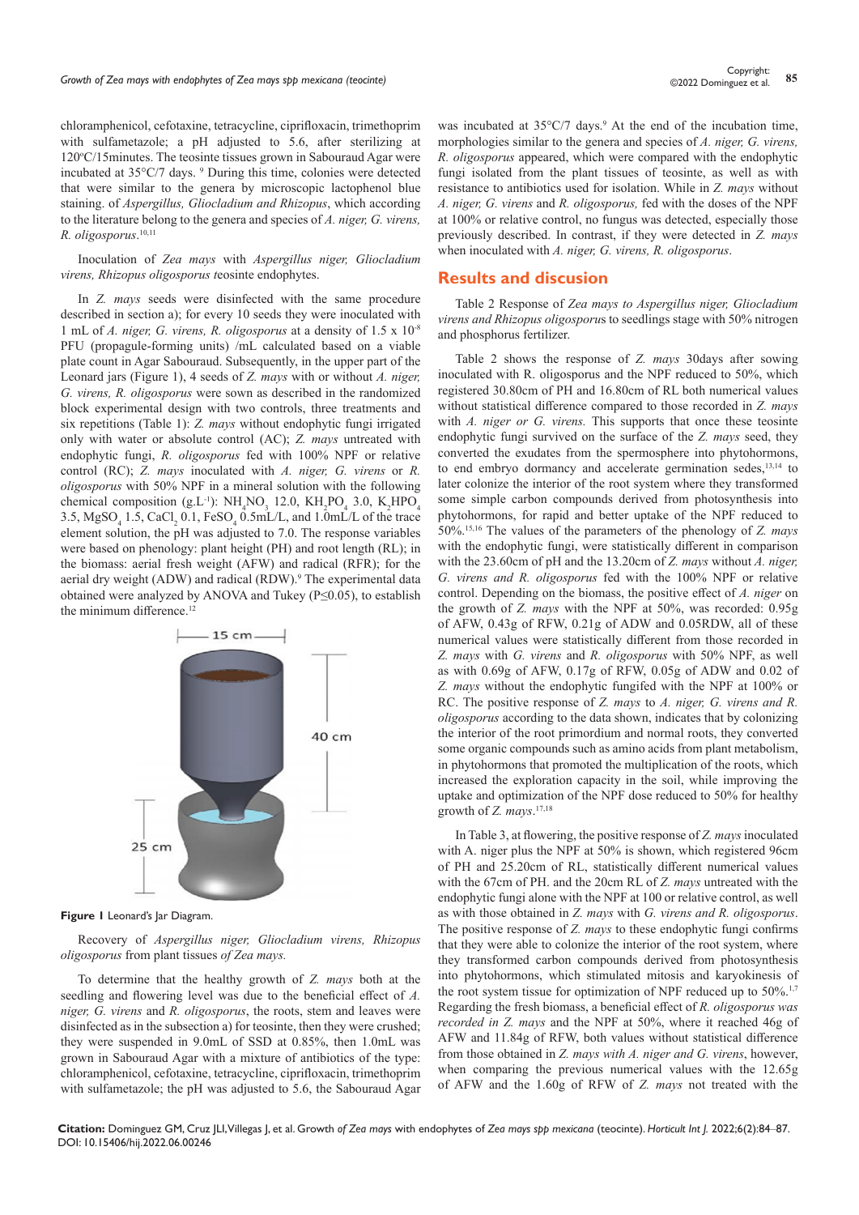chloramphenicol, cefotaxine, tetracycline, ciprifloxacin, trimethoprim with sulfametazole; a pH adjusted to 5.6, after sterilizing at 120ºC/15minutes. The teosinte tissues grown in Sabouraud Agar were incubated at 35°C/7 days. [9] During this time, colonies were detected that were similar to the genera by microscopic lactophenol blue staining. of *Aspergillus, Gliocladium and Rhizopus*, which according to the literature belong to the genera and species of *A. niger, G. virens, R. oligosporus*.[10,11]

Inoculation of *Zea mays* with *Aspergillus niger, Gliocladium virens, Rhizopus oligosporus t*eosinte endophytes.

In *Z. mays* seeds were disinfected with the same procedure described in section a); for every 10 seeds they were inoculated with 1 mL of *A. niger, G. virens, R. oligosporus* at a density of 1.5 x $10^{-8}$ PFU (propagule-forming units) /mL calculated based on a viable plate count in Agar Sabouraud. Subsequently, in the upper part of the Leonard jars (Figure 1), 4 seeds of *Z. mays* with or without *A. niger, G. virens, R. oligosporus* were sown as described in the randomized block experimental design with two controls, three treatments and six repetitions (Table 1): *Z. mays* without endophytic fungi irrigated only with water or absolute control (AC); *Z. mays* untreated with endophytic fungi, *R. oligosporus* fed with 100% NPF or relative control (RC); *Z. mays* inoculated with *A. niger, G. virens* or *R. oligosporus* with 50% NPF in a mineral solution with the following chemical composition (g.L$^{-1}$): $NH_4NO_3$ 12.0, $KH_2PO_4$ 3.0, $K_2HPO_4$ 3.5, $MgSO_4$ 1.5, $CaCl_2$ 0.1, $FeSO_4$ 0.5mL/L, and 1.0mL/L of the trace element solution, the pH was adjusted to 7.0. The response variables were based on phenology: plant height (PH) and root length (RL); in the biomass: aerial fresh weight (AFW) and radical (RFR); for the aerial dry weight (ADW) and radical (RDW).[9] The experimental data obtained were analyzed by ANOVA and Tukey (P≤0.05), to establish the minimum difference.[12]

**Figure 1** Leonard's Jar Diagram.

Recovery of *Aspergillus niger, Gliocladium virens, Rhizopus oligosporus* from plant tissues *of Zea mays.*

To determine that the healthy growth of *Z. mays* both at the seedling and flowering level was due to the beneficial effect of *A. niger, G. virens* and *R. oligosporus*, the roots, stem and leaves were disinfected as in the subsection a) for teosinte, then they were crushed; they were suspended in 9.0mL of SSD at 0.85%, then 1.0mL was grown in Sabouraud Agar with a mixture of antibiotics of the type: chloramphenicol, cefotaxine, tetracycline, ciprifloxacin, trimethoprim with sulfametazole; the pH was adjusted to 5.6, the Sabouraud Agar was incubated at 35°C/7 days.[9] At the end of the incubation time, morphologies similar to the genera and species of *A. niger, G. virens, R. oligosporus* appeared, which were compared with the endophytic fungi isolated from the plant tissues of teosinte, as well as with resistance to antibiotics used for isolation. While in *Z. mays* without *A. niger, G. virens* and *R. oligosporus,* fed with the doses of the NPF at 100% or relative control, no fungus was detected, especially those previously described. In contrast, if they were detected in *Z. mays* when inoculated with *A. niger, G. virens, R. oligosporus*.

## Results and discusion

Table 2 Response of *Zea mays to Aspergillus niger, Gliocladium virens and Rhizopus oligosporu*s to seedlings stage with 50% nitrogen and phosphorus fertilizer.

Table 2 shows the response of *Z. mays* 30days after sowing inoculated with R. oligosporus and the NPF reduced to 50%, which registered 30.80cm of PH and 16.80cm of RL both numerical values without statistical difference compared to those recorded in *Z. mays* with *A. niger or G. virens.* This supports that once these teosinte endophytic fungi survived on the surface of the *Z. mays* seed, they converted the exudates from the spermosphere into phytohormons, to end embryo dormancy and accelerate germination sedes,[13,14] to later colonize the interior of the root system where they transformed some simple carbon compounds derived from photosynthesis into phytohormons, for rapid and better uptake of the NPF reduced to 50%.[15,16] The values of the parameters of the phenology of *Z. mays* with the endophytic fungi, were statistically different in comparison with the 23.60cm of pH and the 13.20cm of *Z. mays* without *A. niger, G. virens and R. oligosporus* fed with the 100% NPF or relative control. Depending on the biomass, the positive effect of *A. niger* on the growth of *Z. mays* with the NPF at 50%, was recorded: 0.95g of AFW, 0.43g of RFW, 0.21g of ADW and 0.05RDW, all of these numerical values were statistically different from those recorded in *Z. mays* with *G. virens* and *R. oligosporus* with 50% NPF, as well as with 0.69g of AFW, 0.17g of RFW, 0.05g of ADW and 0.02 of *Z. mays* without the endophytic fungifed with the NPF at 100% or RC. The positive response of *Z. mays* to *A. niger, G. virens and R. oligosporus* according to the data shown, indicates that by colonizing the interior of the root primordium and normal roots, they converted some organic compounds such as amino acids from plant metabolism, in phytohormons that promoted the multiplication of the roots, which increased the exploration capacity in the soil, while improving the uptake and optimization of the NPF dose reduced to 50% for healthy growth of *Z. mays*.[17,18]

In Table 3, at flowering, the positive response of *Z. mays* inoculated with A. niger plus the NPF at 50% is shown, which registered 96cm of PH and 25.20cm of RL, statistically different numerical values with the 67cm of PH. and the 20cm RL of *Z. mays* untreated with the endophytic fungi alone with the NPF at 100 or relative control, as well as with those obtained in *Z. mays* with *G. virens and R. oligosporus*. The positive response of *Z. mays* to these endophytic fungi confirms that they were able to colonize the interior of the root system, where they transformed carbon compounds derived from photosynthesis into phytohormons, which stimulated mitosis and karyokinesis of the root system tissue for optimization of NPF reduced up to 50%.[1,7] Regarding the fresh biomass, a beneficial effect of *R. oligosporus was recorded in Z. mays* and the NPF at 50%, where it reached 46g of AFW and 11.84g of RFW, both values without statistical difference from those obtained in *Z. mays with A. niger and G. virens*, however, when comparing the previous numerical values with the 12.65g of AFW and the 1.60g of RFW of *Z. mays* not treated with the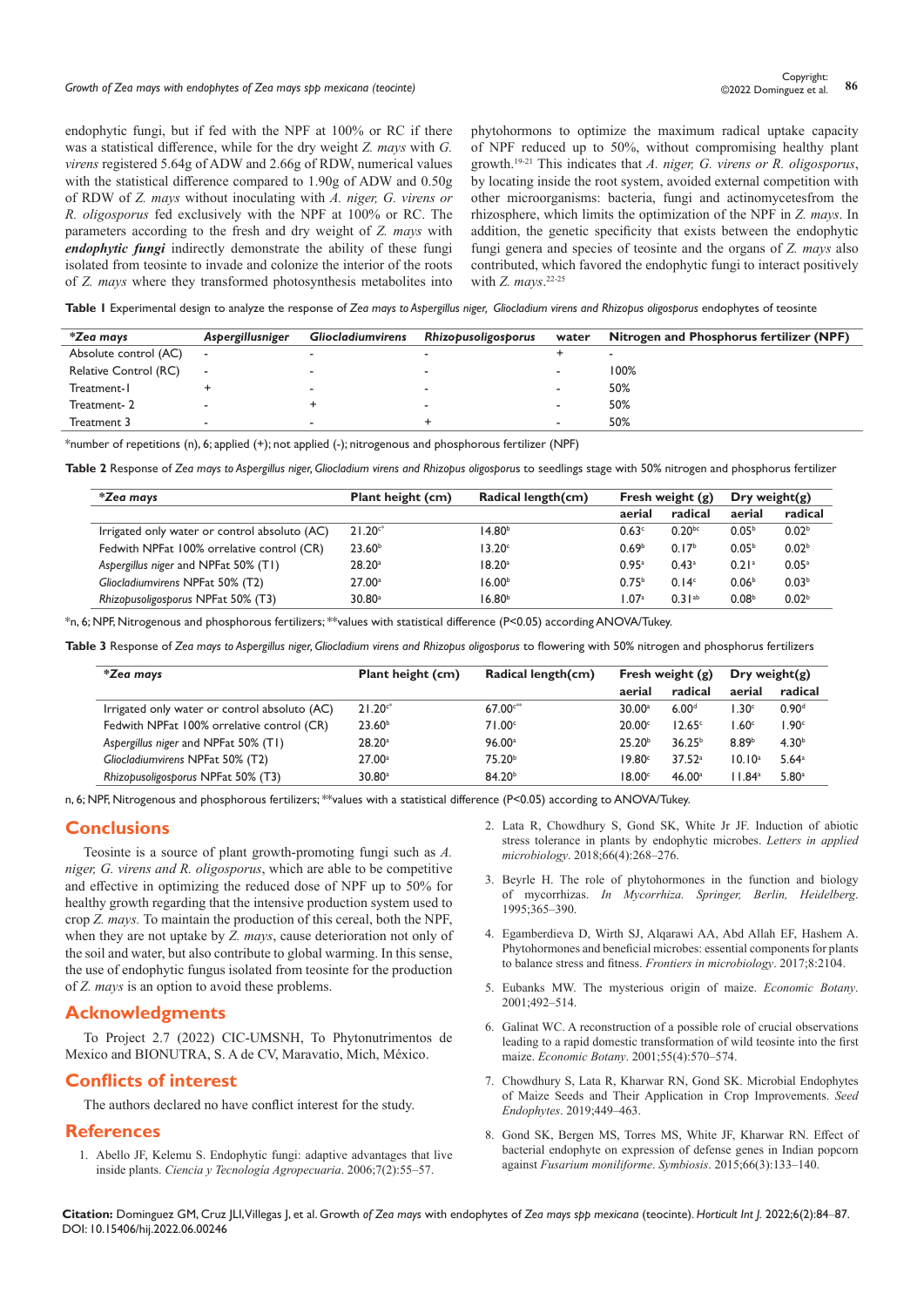endophytic fungi, but if fed with the NPF at 100% or RC if there was a statistical difference, while for the dry weight *Z. mays* with *G. virens* registered 5.64g of ADW and 2.66g of RDW, numerical values with the statistical difference compared to 1.90g of ADW and 0.50g of RDW of *Z. mays* without inoculating with *A. niger, G. virens or R. oligosporus* fed exclusively with the NPF at 100% or RC. The parameters according to the fresh and dry weight of *Z. mays* with ***endophytic fungi*** indirectly demonstrate the ability of these fungi isolated from teosinte to invade and colonize the interior of the roots of *Z. mays* where they transformed photosynthesis metabolites into phytohormons to optimize the maximum radical uptake capacity of NPF reduced up to 50%, without compromising healthy plant growth.[19-21] This indicates that *A. niger, G. virens or R. oligosporus*, by locating inside the root system, avoided external competition with other microorganisms: bacteria, fungi and actinomycetesfrom the rhizosphere, which limits the optimization of the NPF in *Z. mays*. In addition, the genetic specificity that exists between the endophytic fungi genera and species of teosinte and the organs of *Z. mays* also contributed, which favored the endophytic fungi to interact positively with *Z. mays*.[22-25]

**Table 1** Experimental design to analyze the response of *Zea mays to Aspergillus niger, Gliocladium virens and Rhizopus oligosporus* endophytes of teosinte

| *Zea mays* | *Aspergillusniger* | *Gliocladiumvirens* | *Rhizopusoligosporus* | water | Nitrogen and Phosphorus fertilizer (NPF) |
|---|---|---|---|---|---|
| Absolute control (AC) | - | - | - | + | - |
| Relative Control (RC) | - | - | - | - | 100% |
| Treatment-1 | + | - | - | - | 50% |
| Treatment- 2 | - | + | - | - | 50% |
| Treatment 3 | - | - | + | - | 50% |

*number of repetitions (n), 6; applied (+); not applied (-); nitrogenous and phosphorous fertilizer (NPF)

**Table 2** Response of *Zea mays to Aspergillus niger, Gliocladium virens and Rhizopus oligosporus* to seedlings stage with 50% nitrogen and phosphorus fertilizer

| *Zea mays* | Plant height (cm) | Radical length(cm) | Fresh weight (g) | | Dry weight(g) | |
|---|---|---|---|---|---|---|
| | | | aerial | radical | aerial | radical |
| Irrigated only water or control absoluto (AC) | 21.20[c*] | 14.80[b] | 0.63[c] | 0.20[bc] | 0.05[b] | 0.02[b] |
| Fedwith NPFat 100% orrelative control (CR) | 23.60[b] | 13.20[c] | 0.69[b] | 0.17[b] | 0.05[b] | 0.02[b] |
| *Aspergillus niger* and NPFat 50% (T1) | 28.20[a] | 18.20[a] | 0.95[a] | 0.43[a] | 0.21[a] | 0.05[a] |
| *Gliocladiumvirens* NPFat 50% (T2) | 27.00[a] | 16.00[b] | 0.75[b] | 0.14[c] | 0.06[b] | 0.03[b] |
| *Rhizopusoligosporus* NPFat 50% (T3) | 30.80[a] | 16.80[b] | 1.07[a] | 0.31[ab] | 0.08[b] | 0.02[b] |

*n, 6; NPF, Nitrogenous and phosphorous fertilizers; **values with statistical difference ($P<0.05$) according ANOVA/Tukey.

**Table 3** Response of *Zea mays to Aspergillus niger, Gliocladium virens and Rhizopus oligosporus* to flowering with 50% nitrogen and phosphorus fertilizers

| *Zea mays* | Plant height (cm) | Radical length(cm) | Fresh weight (g) | | Dry weight(g) | |
|---|---|---|---|---|---|---|
| | | | aerial | radical | aerial | radical |
| Irrigated only water or control absoluto (AC) | 21.20[c*] | 67.00[c**] | 30.00[a] | 6.00[d] | 1.30[c] | 0.90[d] |
| Fedwith NPFat 100% orrelative control (CR) | 23.60[b] | 71.00[c] | 20.00[c] | 12.65[c] | 1.60[c] | 1.90[c] |
| *Aspergillus niger* and NPFat 50% (T1) | 28.20[a] | 96.00[a] | 25.20[b] | 36.25[b] | 8.89[b] | 4.30[b] |
| *Gliocladiumvirens* NPFat 50% (T2) | 27.00[a] | 75.20[b] | 19.80[c] | 37.52[a] | 10.10[a] | 5.64[a] |
| *Rhizopusoligosporus* NPFat 50% (T3) | 30.80[a] | 84.20[b] | 18.00[c] | 46.00[a] | 11.84[a] | 5.80[a] |

n, 6; NPF, Nitrogenous and phosphorous fertilizers; **values with a statistical difference ($P<0.05$) according to ANOVA/Tukey.

## Conclusions

Teosinte is a source of plant growth-promoting fungi such as *A. niger, G. virens and R. oligosporus*, which are able to be competitive and effective in optimizing the reduced dose of NPF up to 50% for healthy growth regarding that the intensive production system used to crop *Z. mays.* To maintain the production of this cereal, both the NPF, when they are not uptake by *Z. mays*, cause deterioration not only of the soil and water, but also contribute to global warming. In this sense, the use of endophytic fungus isolated from teosinte for the production of *Z. mays* is an option to avoid these problems.

## Acknowledgments

To Project 2.7 (2022) CIC-UMSNH, To Phytonutrimentos de Mexico and BIONUTRA, S. A de CV, Maravatio, Mich, México.

## Conflicts of interest

The authors declared no have conflict interest for the study.

## References

1. Abello JF, Kelemu S. Endophytic fungi: adaptive advantages that live inside plants. *Ciencia y Tecnología Agropecuaria*. 2006;7(2):55–57.
2. Lata R, Chowdhury S, Gond SK, White Jr JF. Induction of abiotic stress tolerance in plants by endophytic microbes. *Letters in applied microbiology*. 2018;66(4):268–276.
3. Beyrle H. The role of phytohormones in the function and biology of mycorrhizas. *In Mycorrhiza. Springer, Berlin, Heidelberg*. 1995;365–390.
4. Egamberdieva D, Wirth SJ, Alqarawi AA, Abd Allah EF, Hashem A. Phytohormones and beneficial microbes: essential components for plants to balance stress and fitness. *Frontiers in microbiology*. 2017;8:2104.
5. Eubanks MW. The mysterious origin of maize. *Economic Botany*. 2001;492–514.
6. Galinat WC. A reconstruction of a possible role of crucial observations leading to a rapid domestic transformation of wild teosinte into the first maize. *Economic Botany*. 2001;55(4):570–574.
7. Chowdhury S, Lata R, Kharwar RN, Gond SK. Microbial Endophytes of Maize Seeds and Their Application in Crop Improvements. *Seed Endophytes*. 2019;449–463.
8. Gond SK, Bergen MS, Torres MS, White JF, Kharwar RN. Effect of bacterial endophyte on expression of defense genes in Indian popcorn against *Fusarium moniliforme*. *Symbiosis*. 2015;66(3):133–140.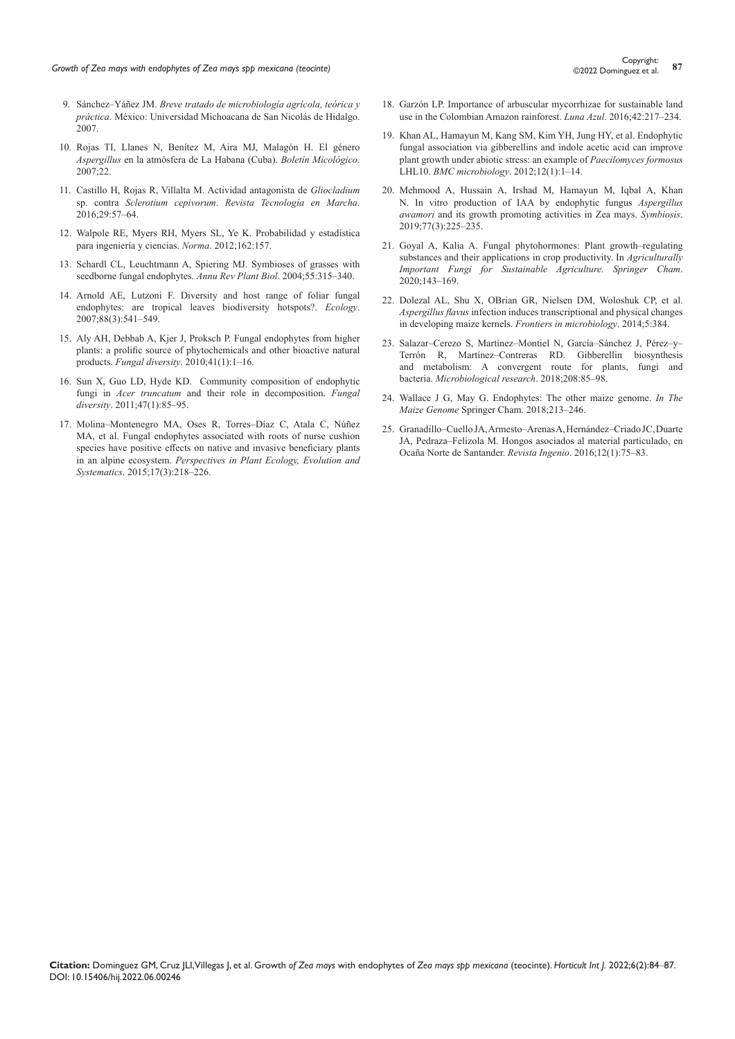9. Sánchez–Yáñez JM. *Breve tratado de microbiología agrícola, teórica y práctica*. México: Universidad Michoacana de San Nicolás de Hidalgo. 2007.
10. Rojas TI, Llanes N, Benítez M, Aira MJ, Malagón H. El género *Aspergillus* en la atmósfera de La Habana (Cuba). *Boletín Micológico*. 2007;22.
11. Castillo H, Rojas R, Villalta M. Actividad antagonista de *Gliocladium* sp. contra *Sclerotium cepivorum*. *Revista Tecnología en Marcha*. 2016;29:57–64.
12. Walpole RE, Myers RH, Myers SL, Ye K. Probabilidad y estadística para ingeniería y ciencias. *Norma*. 2012;162:157.
13. Schardl CL, Leuchtmann A, Spiering MJ. Symbioses of grasses with seedborne fungal endophytes. *Annu Rev Plant Biol*. 2004;55:315–340.
14. Arnold AE, Lutzoni F. Diversity and host range of foliar fungal endophytes: are tropical leaves biodiversity hotspots?. *Ecology*. 2007;88(3):541–549.
15. Aly AH, Debbab A, Kjer J, Proksch P. Fungal endophytes from higher plants: a prolific source of phytochemicals and other bioactive natural products. *Fungal diversity*. 2010;41(1):1–16.
16. Sun X, Guo LD, Hyde KD. Community composition of endophytic fungi in *Acer truncatum* and their role in decomposition. *Fungal diversity*. 2011;47(1):85–95.
17. Molina–Montenegro MA, Oses R, Torres–Díaz C, Atala C, Núñez MA, et al. Fungal endophytes associated with roots of nurse cushion species have positive effects on native and invasive beneficiary plants in an alpine ecosystem. *Perspectives in Plant Ecology, Evolution and Systematics*. 2015;17(3):218–226.
18. Garzón LP. Importance of arbuscular mycorrhizae for sustainable land use in the Colombian Amazon rainforest. *Luna Azul*. 2016;42:217–234.
19. Khan AL, Hamayun M, Kang SM, Kim YH, Jung HY, et al. Endophytic fungal association via gibberellins and indole acetic acid can improve plant growth under abiotic stress: an example of *Paecilomyces formosus* LHL10. *BMC microbiology*. 2012;12(1):1–14.
20. Mehmood A, Hussain A, Irshad M, Hamayun M, Iqbal A, Khan N. In vitro production of IAA by endophytic fungus *Aspergillus awamori* and its growth promoting activities in Zea mays. *Symbiosis*. 2019;77(3):225–235.
21. Goyal A, Kalia A. Fungal phytohormones: Plant growth–regulating substances and their applications in crop productivity. In *Agriculturally Important Fungi for Sustainable Agriculture. Springer Cham*. 2020;143–169.
22. Dolezal AL, Shu X, OBrian GR, Nielsen DM, Woloshuk CP, et al. *Aspergillus flavus* infection induces transcriptional and physical changes in developing maize kernels. *Frontiers in microbiology*. 2014;5:384.
23. Salazar–Cerezo S, Martínez–Montiel N, García–Sánchez J, Pérez–y–Terrón R, Martínez–Contreras RD. Gibberellin biosynthesis and metabolism: A convergent route for plants, fungi and bacteria. *Microbiological research*. 2018;208:85–98.
24. Wallace J G, May G. Endophytes: The other maize genome. *In The Maize Genome* Springer Cham. 2018;213–246.
25. Granadillo–Cuello JA, Armesto–Arenas A, Hernández–Criado JC, Duarte JA, Pedraza–Felizola M. Hongos asociados al material particulado, en Ocaña Norte de Santander. *Revista Ingenio*. 2016;12(1):75–83.